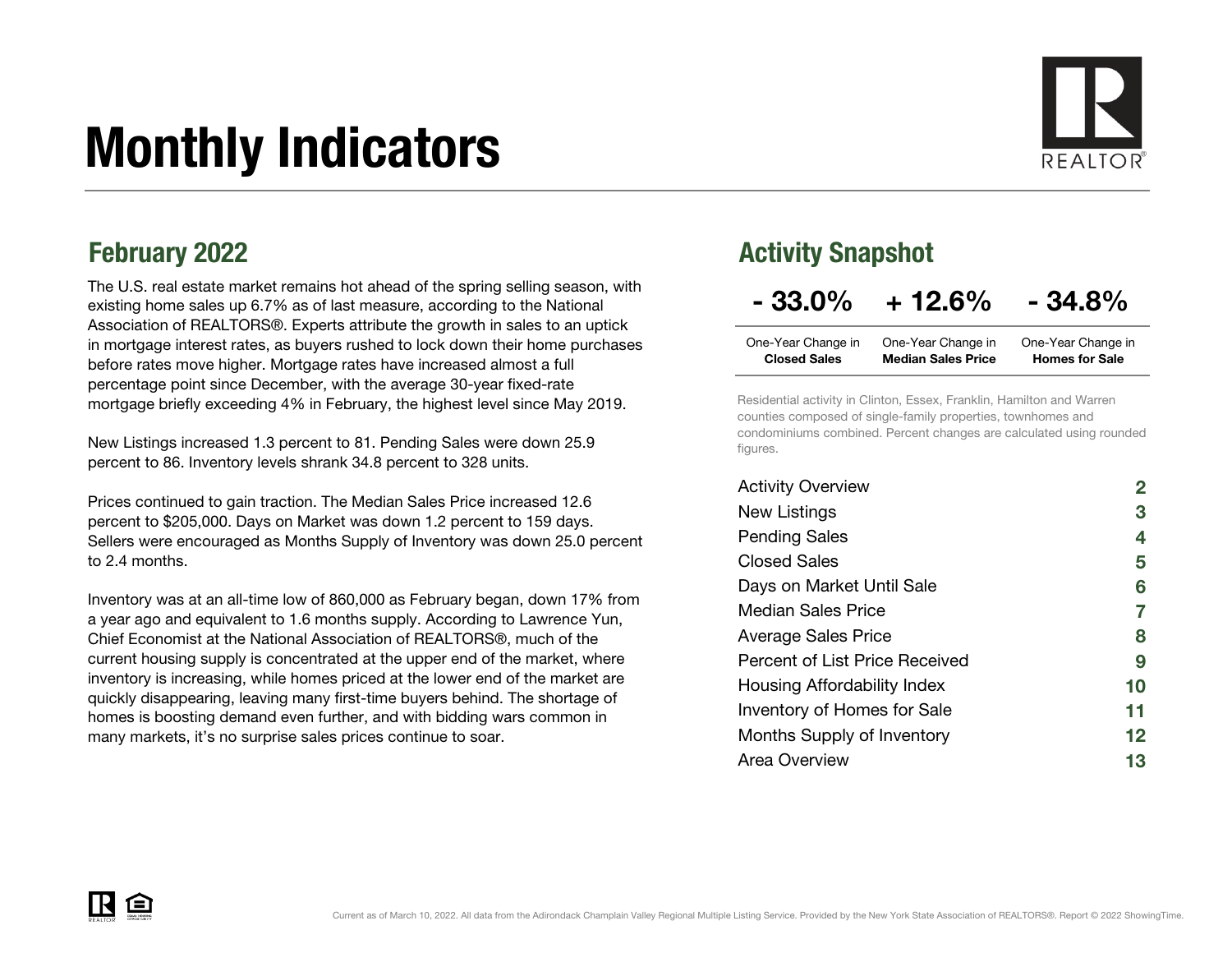# Monthly Indicators

## February 2022

The U.S. real estate market remains hot ahead of the spring selling season, with existing home sales up 6.7% as of last measure, according to the National Association of REALTORS®. Experts attribute the growth in sales to an uptick in mortgage interest rates, as buyers rushed to lock down their home purchases before rates move higher. Mortgage rates have increased almost a full percentage point since December, with the average 30-year fixed-rate mortgage briefly exceeding 4% in February, the highest level since May 2019.

New Listings increased 1.3 percent to 81. Pending Sales were down 25.9 percent to 86. Inventory levels shrank 34.8 percent to 328 units.

Prices continued to gain traction. The Median Sales Price increased 12.6 percent to $205,000. Days on Market was down 1.2 percent to 159 days. Sellers were encouraged as Months Supply of Inventory was down 25.0 percent to 2.4 months.

Inventory was at an all-time low of 860,000 as February began, down 17% from a year ago and equivalent to 1.6 months supply. According to Lawrence Yun, Chief Economist at the National Association of REALTORS®, much of the current housing supply is concentrated at the upper end of the market, where inventory is increasing, while homes priced at the lower end of the market are quickly disappearing, leaving many first-time buyers behind. The shortage of homes is boosting demand even further, and with bidding wars common in many markets, it's no surprise sales prices continue to soar.

## Activity Snapshot

| - 33.0% | + 12.6% | - 34.8% |
|---|---|---|
| One-Year Change in **Closed Sales** | One-Year Change in **Median Sales Price** | One-Year Change in **Homes for Sale** |

Residential activity in Clinton, Essex, Franklin, Hamilton and Warren counties composed of single-family properties, townhomes and condominiums combined. Percent changes are calculated using rounded figures.

| | |
|---|---|
| Activity Overview | 2 |
| New Listings | 3 |
| Pending Sales | 4 |
| Closed Sales | 5 |
| Days on Market Until Sale | 6 |
| Median Sales Price | 7 |
| Average Sales Price | 8 |
| Percent of List Price Received | 9 |
| Housing Affordability Index | 10 |
| Inventory of Homes for Sale | 11 |
| Months Supply of Inventory | 12 |
| Area Overview | 13 |

Current as of March 10, 2022. All data from the Adirondack Champlain Valley Regional Multiple Listing Service. Provided by the New York State Association of REALTORS®. Report © 2022 ShowingTime.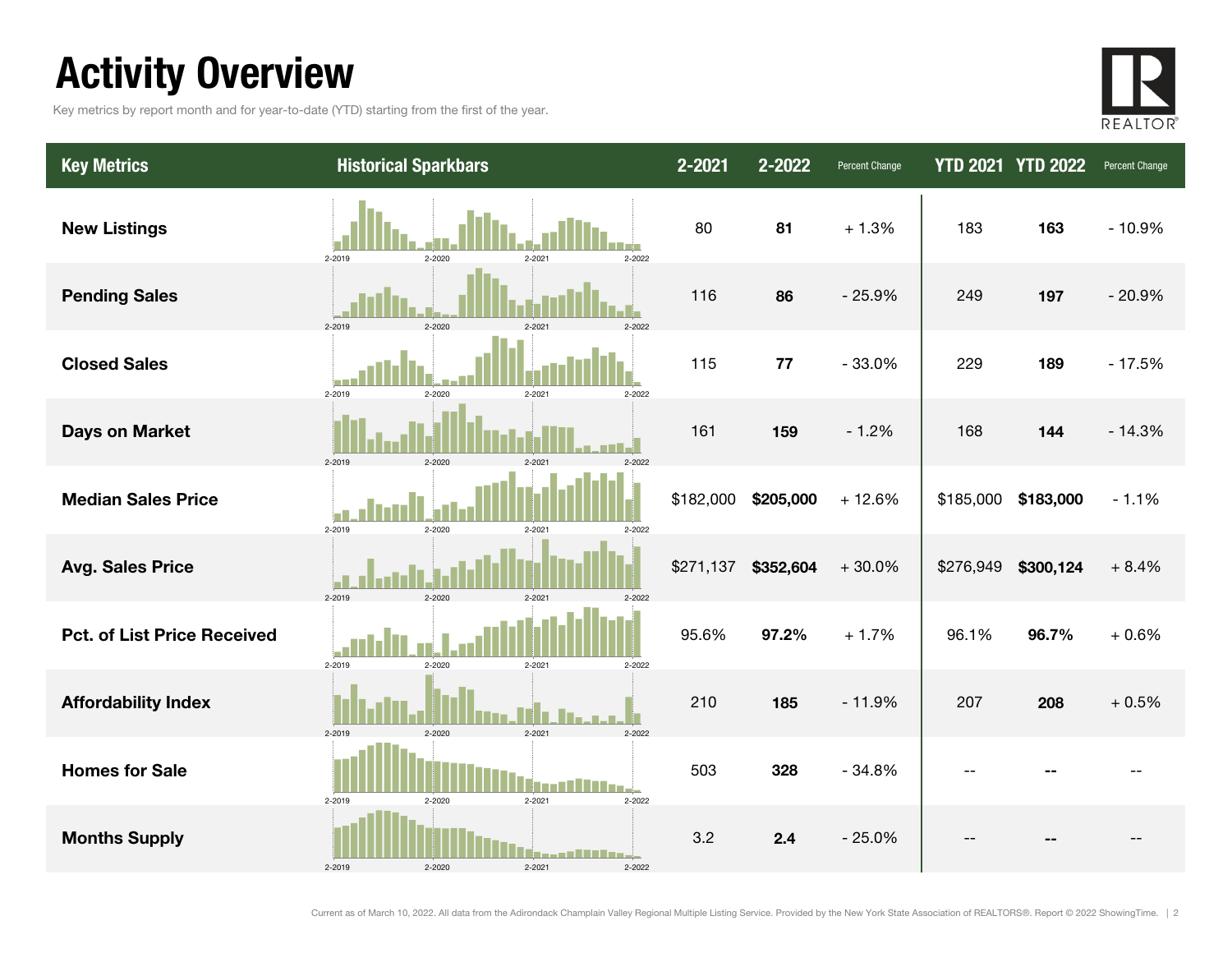# Activity Overview

Key metrics by report month and for year-to-date (YTD) starting from the first of the year.

| Key Metrics | Historical Sparkbars | 2-2021 | 2-2022 | Percent Change | YTD 2021 | YTD 2022 | Percent Change |
|---|---|---|---|---|---|---|---|
| New Listings | 2-2019 2-2020 2-2021 2-2022 | 80 | **81** | + 1.3% | 183 | **163** | - 10.9% |
| Pending Sales | 2-2019 2-2020 2-2021 2-2022 | 116 | **86** | - 25.9% | 249 | **197** | - 20.9% |
| Closed Sales | 2-2019 2-2020 2-2021 2-2022 | 115 | **77** | - 33.0% | 229 | **189** | - 17.5% |
| Days on Market | 2-2019 2-2020 2-2021 2-2022 | 161 | **159** | - 1.2% | 168 | **144** | - 14.3% |
| Median Sales Price | 2-2019 2-2020 2-2021 2-2022 | $182,000 | **$205,000** | + 12.6% | $185,000 | **$183,000** | - 1.1% |
| Avg. Sales Price | 2-2019 2-2020 2-2021 2-2022 | $271,137 | **$352,604** | + 30.0% | $276,949 | **$300,124** | + 8.4% |
| Pct. of List Price Received | 2-2019 2-2020 2-2021 2-2022 | 95.6% | **97.2%** | + 1.7% | 96.1% | **96.7%** | + 0.6% |
| Affordability Index | 2-2019 2-2020 2-2021 2-2022 | 210 | **185** | - 11.9% | 207 | **208** | + 0.5% |
| Homes for Sale | 2-2019 2-2020 2-2021 2-2022 | 503 | **328** | - 34.8% | -- | **--** | -- |
| Months Supply | 2-2019 2-2020 2-2021 2-2022 | 3.2 | **2.4** | - 25.0% | -- | **--** | -- |

Current as of March 10, 2022. All data from the Adirondack Champlain Valley Regional Multiple Listing Service. Provided by the New York State Association of REALTORS®. Report © 2022 ShowingTime.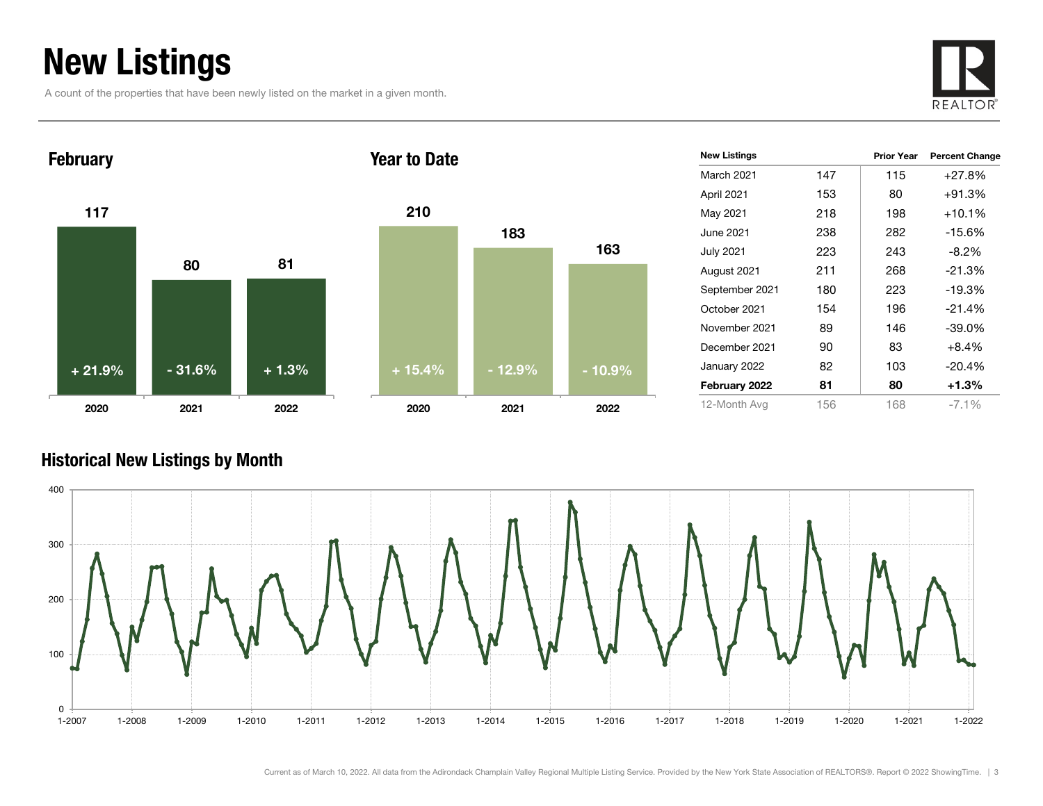# New Listings

A count of the properties that have been newly listed on the market in a given month.

## February

| Year | New Listings | Change |
|---|---|---|
| 2020 | 117 | + 21.9% |
| 2021 | 80 | - 31.6% |
| 2022 | 81 | + 1.3% |

## Year to Date

| Year | New Listings | Change |
|---|---|---|
| 2020 | 210 | + 15.4% |
| 2021 | 183 | - 12.9% |
| 2022 | 163 | - 10.9% |

| New Listings | | Prior Year | Percent Change |
|---|---|---|---|
| March 2021 | 147 | 115 | +27.8% |
| April 2021 | 153 | 80 | +91.3% |
| May 2021 | 218 | 198 | +10.1% |
| June 2021 | 238 | 282 | -15.6% |
| July 2021 | 223 | 243 | -8.2% |
| August 2021 | 211 | 268 | -21.3% |
| September 2021 | 180 | 223 | -19.3% |
| October 2021 | 154 | 196 | -21.4% |
| November 2021 | 89 | 146 | -39.0% |
| December 2021 | 90 | 83 | +8.4% |
| January 2022 | 82 | 103 | -20.4% |
| **February 2022** | **81** | **80** | **+1.3%** |
| 12-Month Avg | 156 | 168 | -7.1% |

## Historical New Listings by Month

Current as of March 10, 2022. All data from the Adirondack Champlain Valley Regional Multiple Listing Service. Provided by the New York State Association of REALTORS®. Report © 2022 ShowingTime.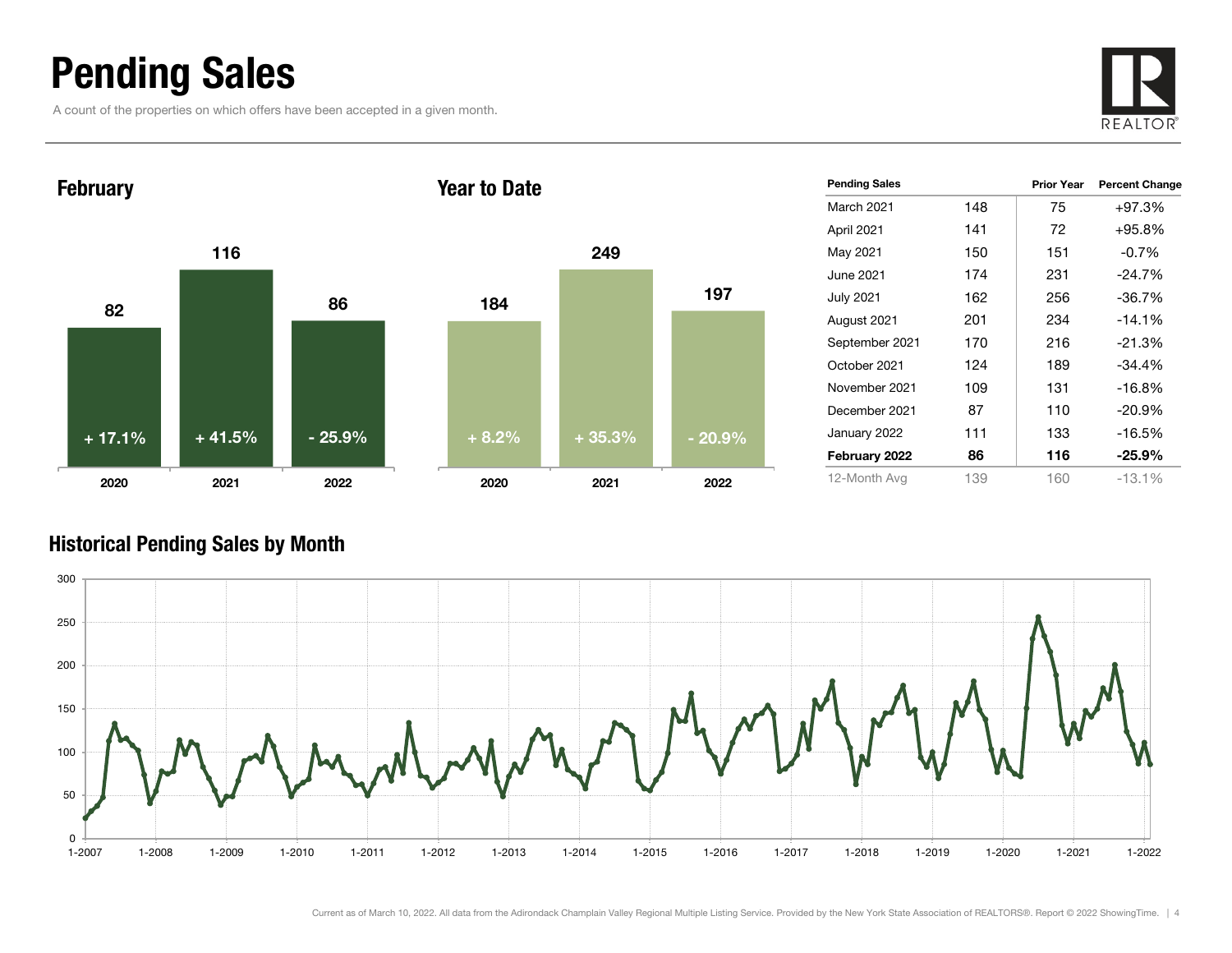# Pending Sales

A count of the properties on which offers have been accepted in a given month.

## February

| | 2020 | 2021 | 2022 |
|---|---|---|---|
| Pending Sales | 82 | 116 | 86 |
| Percent Change | + 17.1% | + 41.5% | - 25.9% |

## Year to Date

| | 2020 | 2021 | 2022 |
|---|---|---|---|
| Pending Sales | 184 | 249 | 197 |
| Percent Change | + 8.2% | + 35.3% | - 20.9% |

| Pending Sales | | Prior Year | Percent Change |
|---|---|---|---|
| March 2021 | 148 | 75 | +97.3% |
| April 2021 | 141 | 72 | +95.8% |
| May 2021 | 150 | 151 | -0.7% |
| June 2021 | 174 | 231 | -24.7% |
| July 2021 | 162 | 256 | -36.7% |
| August 2021 | 201 | 234 | -14.1% |
| September 2021 | 170 | 216 | -21.3% |
| October 2021 | 124 | 189 | -34.4% |
| November 2021 | 109 | 131 | -16.8% |
| December 2021 | 87 | 110 | -20.9% |
| January 2022 | 111 | 133 | -16.5% |
| **February 2022** | **86** | **116** | **-25.9%** |
| 12-Month Avg | 139 | 160 | -13.1% |

## Historical Pending Sales by Month

Current as of March 10, 2022. All data from the Adirondack Champlain Valley Regional Multiple Listing Service. Provided by the New York State Association of REALTORS®. Report © 2022 ShowingTime.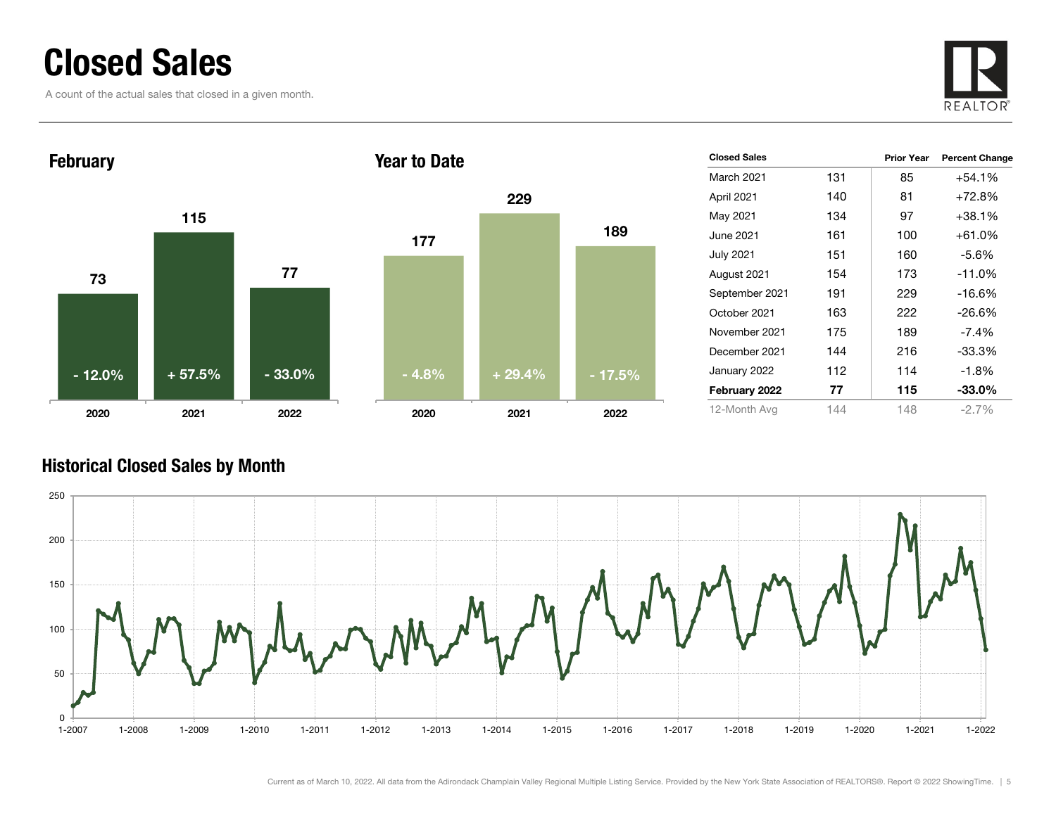# Closed Sales

A count of the actual sales that closed in a given month.

### February

| | 2020 | 2021 | 2022 |
|---|---|---|---|
| Closed Sales | 73 | 115 | 77 |
| Percent Change | - 12.0% | + 57.5% | - 33.0% |

### Year to Date

| | 2020 | 2021 | 2022 |
|---|---|---|---|
| Closed Sales | 177 | 229 | 189 |
| Percent Change | - 4.8% | + 29.4% | - 17.5% |

| Closed Sales | | Prior Year | Percent Change |
|---|---|---|---|
| March 2021 | 131 | 85 | +54.1% |
| April 2021 | 140 | 81 | +72.8% |
| May 2021 | 134 | 97 | +38.1% |
| June 2021 | 161 | 100 | +61.0% |
| July 2021 | 151 | 160 | -5.6% |
| August 2021 | 154 | 173 | -11.0% |
| September 2021 | 191 | 229 | -16.6% |
| October 2021 | 163 | 222 | -26.6% |
| November 2021 | 175 | 189 | -7.4% |
| December 2021 | 144 | 216 | -33.3% |
| January 2022 | 112 | 114 | -1.8% |
| **February 2022** | **77** | **115** | **-33.0%** |
| 12-Month Avg | 144 | 148 | -2.7% |

### Historical Closed Sales by Month

Current as of March 10, 2022. All data from the Adirondack Champlain Valley Regional Multiple Listing Service. Provided by the New York State Association of REALTORS®. Report © 2022 ShowingTime.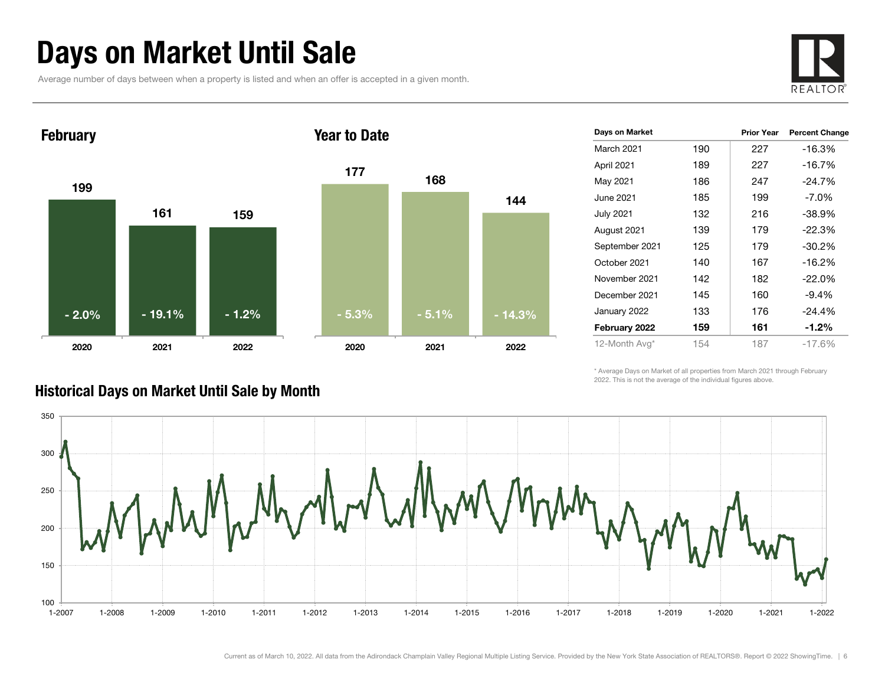# Days on Market Until Sale

Average number of days between when a property is listed and when an offer is accepted in a given month.

## February

| | 2020 | 2021 | 2022 |
|---|---|---|---|
| Days | 199 | 161 | 159 |
| Change | - 2.0% | - 19.1% | - 1.2% |

## Year to Date

| | 2020 | 2021 | 2022 |
|---|---|---|---|
| Days | 177 | 168 | 144 |
| Change | - 5.3% | - 5.1% | - 14.3% |

| Days on Market | | Prior Year | Percent Change |
|---|---|---|---|
| March 2021 | 190 | 227 | -16.3% |
| April 2021 | 189 | 227 | -16.7% |
| May 2021 | 186 | 247 | -24.7% |
| June 2021 | 185 | 199 | -7.0% |
| July 2021 | 132 | 216 | -38.9% |
| August 2021 | 139 | 179 | -22.3% |
| September 2021 | 125 | 179 | -30.2% |
| October 2021 | 140 | 167 | -16.2% |
| November 2021 | 142 | 182 | -22.0% |
| December 2021 | 145 | 160 | -9.4% |
| January 2022 | 133 | 176 | -24.4% |
| **February 2022** | **159** | **161** | **-1.2%** |
| 12-Month Avg* | 154 | 187 | -17.6% |

\* Average Days on Market of all properties from March 2021 through February 2022. This is not the average of the individual figures above.

## Historical Days on Market Until Sale by Month

Current as of March 10, 2022. All data from the Adirondack Champlain Valley Regional Multiple Listing Service. Provided by the New York State Association of REALTORS®. Report © 2022 ShowingTime.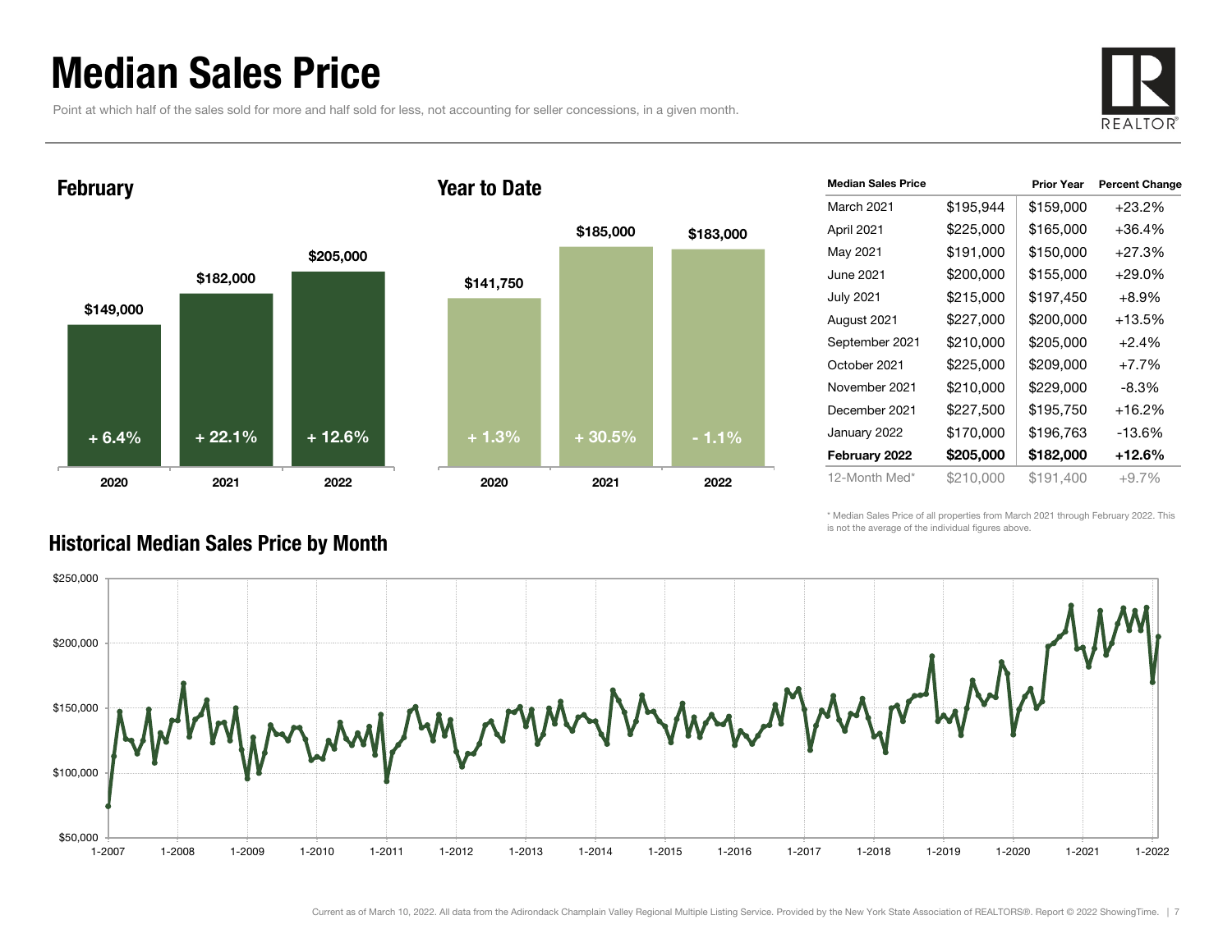# Median Sales Price

Point at which half of the sales sold for more and half sold for less, not accounting for seller concessions, in a given month.

## February

| Year | Median Sales Price | Change |
| --- | --- | --- |
| 2020 | $149,000 | + 6.4% |
| 2021 | $182,000 | + 22.1% |
| 2022 | $205,000 | + 12.6% |

## Year to Date

| Year | Median Sales Price | Change |
| --- | --- | --- |
| 2020 | $141,750 | + 1.3% |
| 2021 | $185,000 | + 30.5% |
| 2022 | $183,000 | - 1.1% |

| Median Sales Price | | Prior Year | Percent Change |
| --- | --- | --- | --- |
| March 2021 | $195,944 | $159,000 | +23.2% |
| April 2021 | $225,000 | $165,000 | +36.4% |
| May 2021 | $191,000 | $150,000 | +27.3% |
| June 2021 | $200,000 | $155,000 | +29.0% |
| July 2021 | $215,000 | $197,450 | +8.9% |
| August 2021 | $227,000 | $200,000 | +13.5% |
| September 2021 | $210,000 | $205,000 | +2.4% |
| October 2021 | $225,000 | $209,000 | +7.7% |
| November 2021 | $210,000 | $229,000 | -8.3% |
| December 2021 | $227,500 | $195,750 | +16.2% |
| January 2022 | $170,000 | $196,763 | -13.6% |
| **February 2022** | **$205,000** | **$182,000** | **+12.6%** |
| 12-Month Med* | $210,000 | $191,400 | +9.7% |

\* Median Sales Price of all properties from March 2021 through February 2022. This is not the average of the individual figures above.

## Historical Median Sales Price by Month

Current as of March 10, 2022. All data from the Adirondack Champlain Valley Regional Multiple Listing Service. Provided by the New York State Association of REALTORS®. Report © 2022 ShowingTime.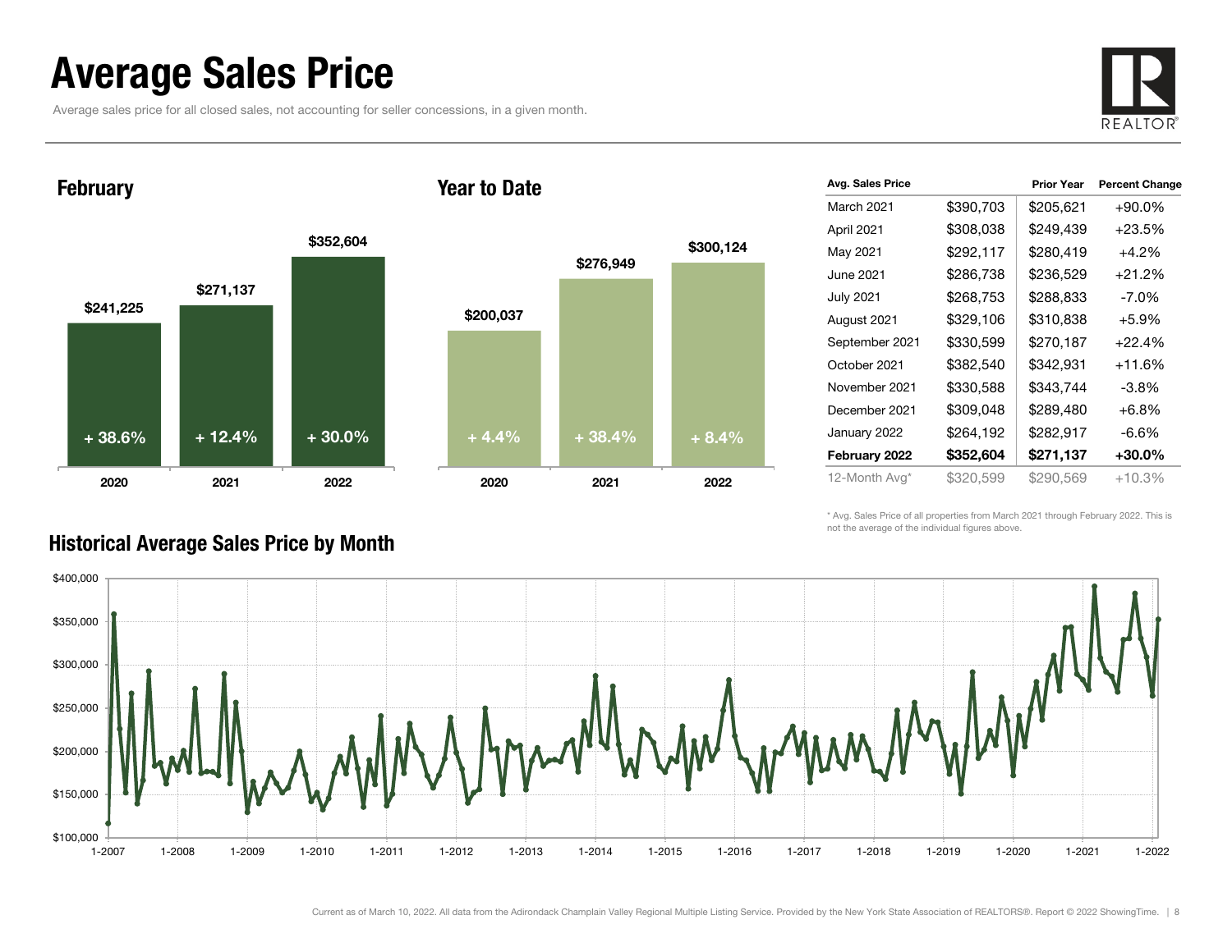# Average Sales Price

Average sales price for all closed sales, not accounting for seller concessions, in a given month.

## February

| Year | Avg. Sales Price | Change |
|---|---|---|
| 2020 | $241,225 | + 38.6% |
| 2021 | $271,137 | + 12.4% |
| 2022 | $352,604 | + 30.0% |

## Year to Date

| Year | Avg. Sales Price | Change |
|---|---|---|
| 2020 | $200,037 | + 4.4% |
| 2021 | $276,949 | + 38.4% |
| 2022 | $300,124 | + 8.4% |

| Avg. Sales Price | | Prior Year | Percent Change |
|---|---|---|---|
| March 2021 | $390,703 | $205,621 | +90.0% |
| April 2021 | $308,038 | $249,439 | +23.5% |
| May 2021 | $292,117 | $280,419 | +4.2% |
| June 2021 | $286,738 | $236,529 | +21.2% |
| July 2021 | $268,753 | $288,833 | -7.0% |
| August 2021 | $329,106 | $310,838 | +5.9% |
| September 2021 | $330,599 | $270,187 | +22.4% |
| October 2021 | $382,540 | $342,931 | +11.6% |
| November 2021 | $330,588 | $343,744 | -3.8% |
| December 2021 | $309,048 | $289,480 | +6.8% |
| January 2022 | $264,192 | $282,917 | -6.6% |
| **February 2022** | **$352,604** | **$271,137** | **+30.0%** |
| 12-Month Avg* | $320,599 | $290,569 | +10.3% |

\* Avg. Sales Price of all properties from March 2021 through February 2022. This is not the average of the individual figures above.

## Historical Average Sales Price by Month

Current as of March 10, 2022. All data from the Adirondack Champlain Valley Regional Multiple Listing Service. Provided by the New York State Association of REALTORS®. Report © 2022 ShowingTime.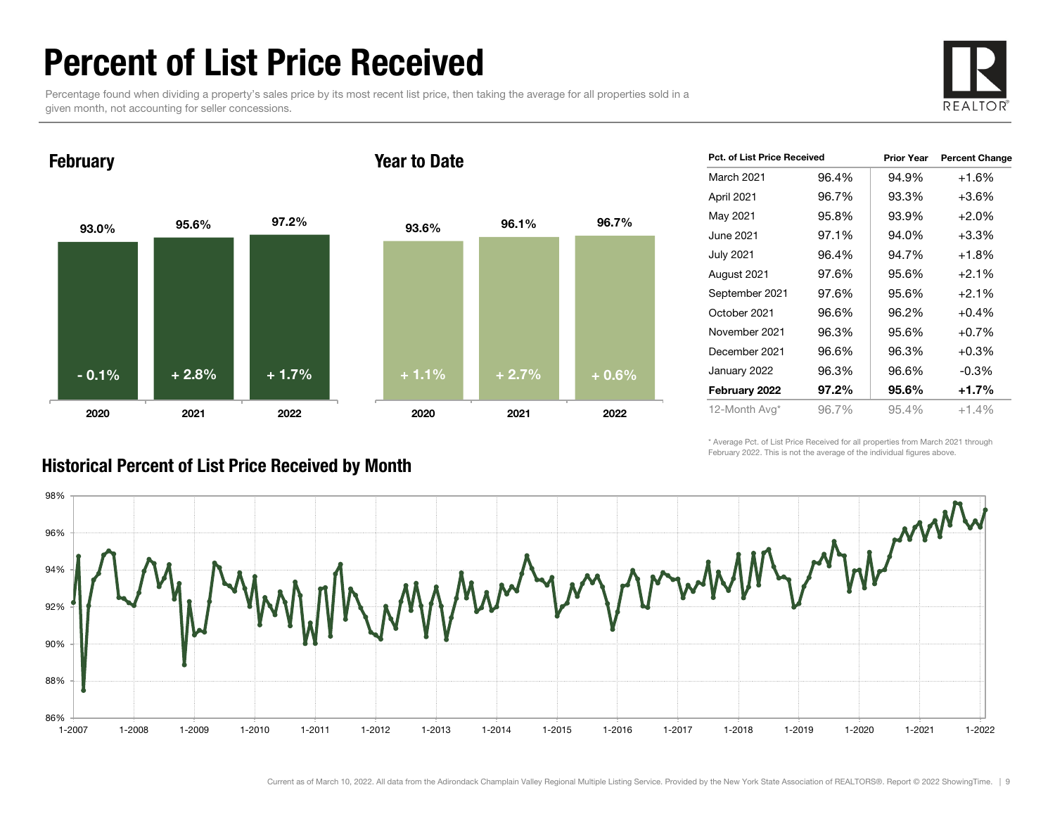# Percent of List Price Received

Percentage found when dividing a property's sales price by its most recent list price, then taking the average for all properties sold in a given month, not accounting for seller concessions.

## February

| Year | Percent | Change |
|---|---|---|
| 2020 | 93.0% | - 0.1% |
| 2021 | 95.6% | + 2.8% |
| 2022 | 97.2% | + 1.7% |

## Year to Date

| Year | Percent | Change |
|---|---|---|
| 2020 | 93.6% | + 1.1% |
| 2021 | 96.1% | + 2.7% |
| 2022 | 96.7% | + 0.6% |

| Pct. of List Price Received | | Prior Year | Percent Change |
|---|---|---|---|
| March 2021 | 96.4% | 94.9% | +1.6% |
| April 2021 | 96.7% | 93.3% | +3.6% |
| May 2021 | 95.8% | 93.9% | +2.0% |
| June 2021 | 97.1% | 94.0% | +3.3% |
| July 2021 | 96.4% | 94.7% | +1.8% |
| August 2021 | 97.6% | 95.6% | +2.1% |
| September 2021 | 97.6% | 95.6% | +2.1% |
| October 2021 | 96.6% | 96.2% | +0.4% |
| November 2021 | 96.3% | 95.6% | +0.7% |
| December 2021 | 96.6% | 96.3% | +0.3% |
| January 2022 | 96.3% | 96.6% | -0.3% |
| **February 2022** | **97.2%** | **95.6%** | **+1.7%** |
| 12-Month Avg* | 96.7% | 95.4% | +1.4% |

\* Average Pct. of List Price Received for all properties from March 2021 through February 2022. This is not the average of the individual figures above.

## Historical Percent of List Price Received by Month

Current as of March 10, 2022. All data from the Adirondack Champlain Valley Regional Multiple Listing Service. Provided by the New York State Association of REALTORS®. Report © 2022 ShowingTime.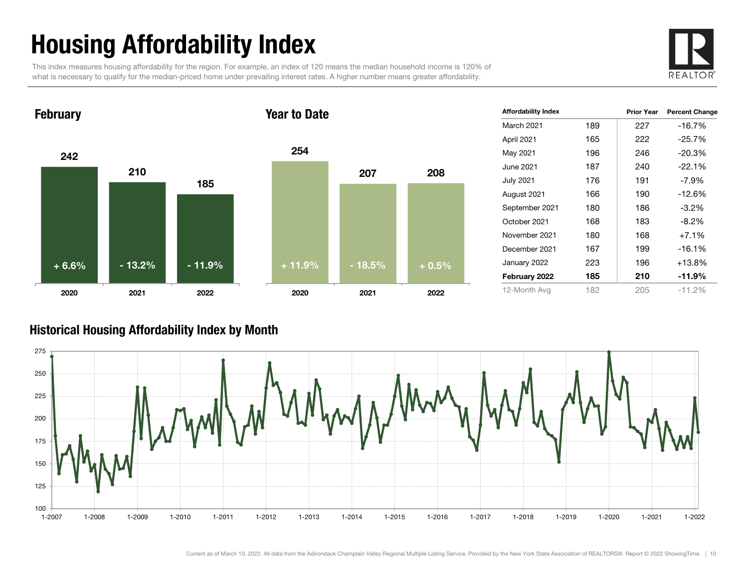# Housing Affordability Index

This index measures housing affordability for the region. For example, an index of 120 means the median household income is 120% of what is necessary to qualify for the median-priced home under prevailing interest rates. A higher number means greater affordability.

## February

| Year | Index | Change |
|---|---|---|
| 2020 | 242 | + 6.6% |
| 2021 | 210 | - 13.2% |
| 2022 | 185 | - 11.9% |

## Year to Date

| Year | Index | Change |
|---|---|---|
| 2020 | 254 | + 11.9% |
| 2021 | 207 | - 18.5% |
| 2022 | 208 | + 0.5% |

| Affordability Index | | Prior Year | Percent Change |
|---|---|---|---|
| March 2021 | 189 | 227 | -16.7% |
| April 2021 | 165 | 222 | -25.7% |
| May 2021 | 196 | 246 | -20.3% |
| June 2021 | 187 | 240 | -22.1% |
| July 2021 | 176 | 191 | -7.9% |
| August 2021 | 166 | 190 | -12.6% |
| September 2021 | 180 | 186 | -3.2% |
| October 2021 | 168 | 183 | -8.2% |
| November 2021 | 180 | 168 | +7.1% |
| December 2021 | 167 | 199 | -16.1% |
| January 2022 | 223 | 196 | +13.8% |
| **February 2022** | **185** | **210** | **-11.9%** |
| 12-Month Avg | 182 | 205 | -11.2% |

## Historical Housing Affordability Index by Month

Current as of March 10, 2022. All data from the Adirondack Champlain Valley Regional Multiple Listing Service. Provided by the New York State Association of REALTORS®. Report © 2022 ShowingTime.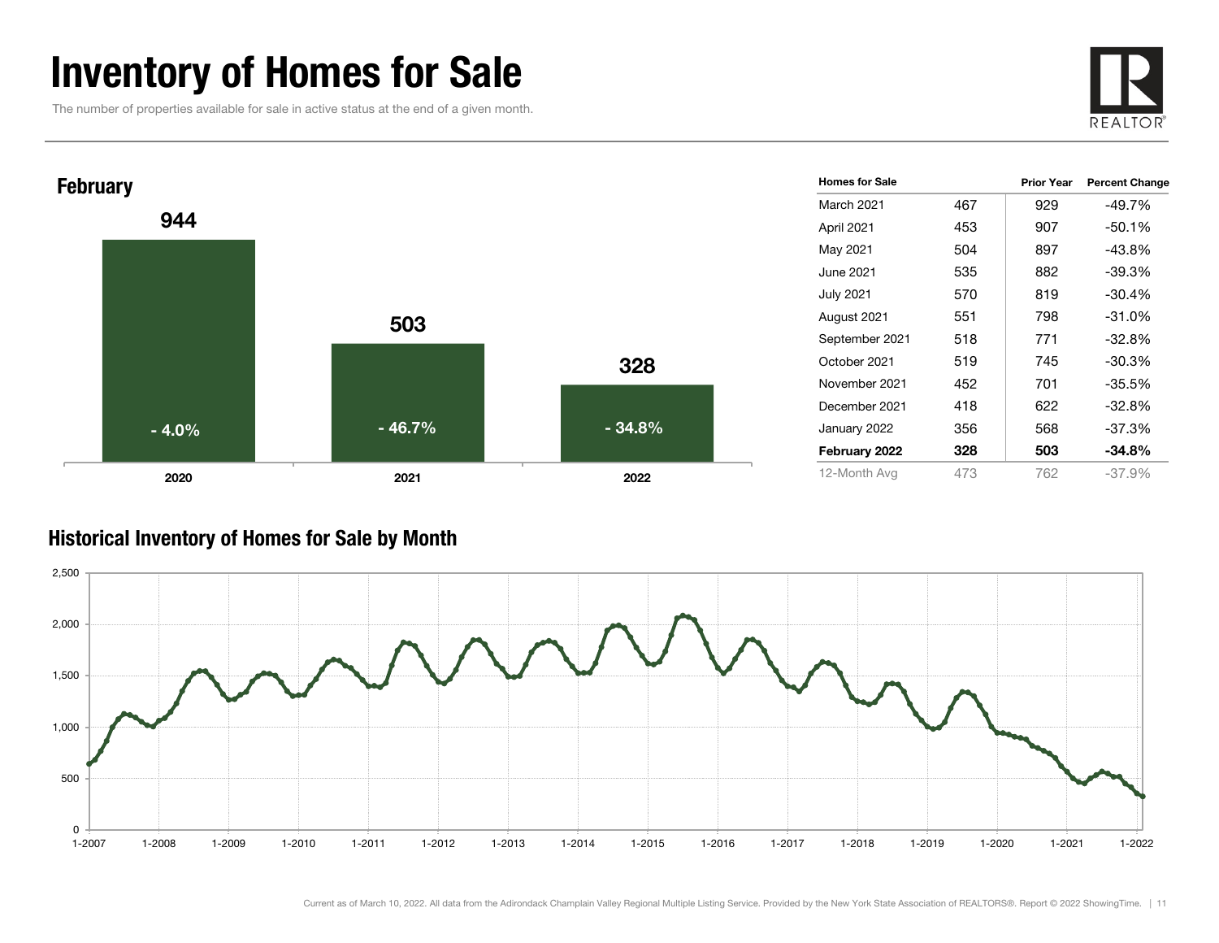# Inventory of Homes for Sale

The number of properties available for sale in active status at the end of a given month.

REALTOR®

## February

| Year | Homes for Sale | Percent Change |
|---|---|---|
| 2020 | 944 | - 4.0% |
| 2021 | 503 | - 46.7% |
| 2022 | 328 | - 34.8% |

| Homes for Sale | | Prior Year | Percent Change |
|---|---|---|---|
| March 2021 | 467 | 929 | -49.7% |
| April 2021 | 453 | 907 | -50.1% |
| May 2021 | 504 | 897 | -43.8% |
| June 2021 | 535 | 882 | -39.3% |
| July 2021 | 570 | 819 | -30.4% |
| August 2021 | 551 | 798 | -31.0% |
| September 2021 | 518 | 771 | -32.8% |
| October 2021 | 519 | 745 | -30.3% |
| November 2021 | 452 | 701 | -35.5% |
| December 2021 | 418 | 622 | -32.8% |
| January 2022 | 356 | 568 | -37.3% |
| **February 2022** | **328** | **503** | **-34.8%** |
| 12-Month Avg | 473 | 762 | -37.9% |

## Historical Inventory of Homes for Sale by Month

Current as of March 10, 2022. All data from the Adirondack Champlain Valley Regional Multiple Listing Service. Provided by the New York State Association of REALTORS®. Report © 2022 ShowingTime.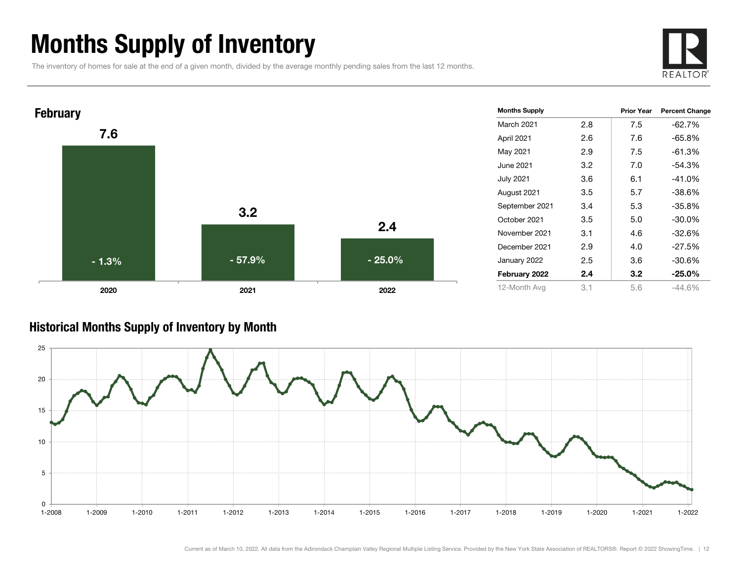# Months Supply of Inventory

The inventory of homes for sale at the end of a given month, divided by the average monthly pending sales from the last 12 months.

## February

| | 2020 | 2021 | 2022 |
|---|---|---|---|
| Months Supply | 7.6 | 3.2 | 2.4 |
| Percent Change | - 1.3% | - 57.9% | - 25.0% |

| Months Supply | | Prior Year | Percent Change |
|---|---|---|---|
| March 2021 | 2.8 | 7.5 | -62.7% |
| April 2021 | 2.6 | 7.6 | -65.8% |
| May 2021 | 2.9 | 7.5 | -61.3% |
| June 2021 | 3.2 | 7.0 | -54.3% |
| July 2021 | 3.6 | 6.1 | -41.0% |
| August 2021 | 3.5 | 5.7 | -38.6% |
| September 2021 | 3.4 | 5.3 | -35.8% |
| October 2021 | 3.5 | 5.0 | -30.0% |
| November 2021 | 3.1 | 4.6 | -32.6% |
| December 2021 | 2.9 | 4.0 | -27.5% |
| January 2022 | 2.5 | 3.6 | -30.6% |
| **February 2022** | **2.4** | **3.2** | **-25.0%** |
| 12-Month Avg | 3.1 | 5.6 | -44.6% |

## Historical Months Supply of Inventory by Month

Current as of March 10, 2022. All data from the Adirondack Champlain Valley Regional Multiple Listing Service. Provided by the New York State Association of REALTORS®. Report © 2022 ShowingTime.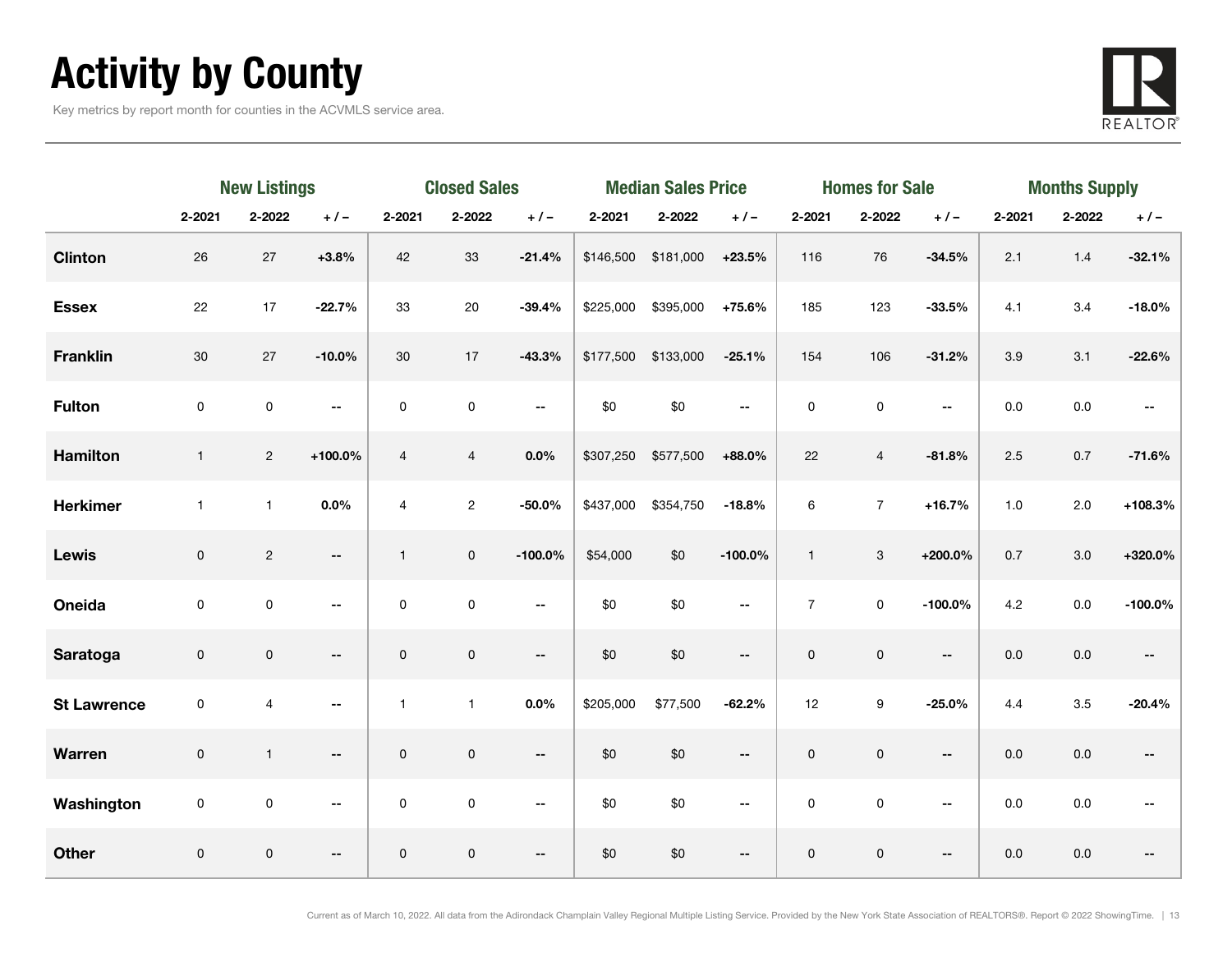# Activity by County

Key metrics by report month for counties in the ACVMLS service area.

| | New Listings | | | Closed Sales | | | Median Sales Price | | | Homes for Sale | | | Months Supply | | |
|---|---|---|---|---|---|---|---|---|---|---|---|---|---|---|---|
| | 2-2021 | 2-2022 | + / – | 2-2021 | 2-2022 | + / – | 2-2021 | 2-2022 | + / – | 2-2021 | 2-2022 | + / – | 2-2021 | 2-2022 | + / – |
| **Clinton** | 26 | 27 | **+3.8%** | 42 | 33 | **-21.4%** | $146,500 | $181,000 | **+23.5%** | 116 | 76 | **-34.5%** | 2.1 | 1.4 | **-32.1%** |
| **Essex** | 22 | 17 | **-22.7%** | 33 | 20 | **-39.4%** | $225,000 | $395,000 | **+75.6%** | 185 | 123 | **-33.5%** | 4.1 | 3.4 | **-18.0%** |
| **Franklin** | 30 | 27 | **-10.0%** | 30 | 17 | **-43.3%** | $177,500 | $133,000 | **-25.1%** | 154 | 106 | **-31.2%** | 3.9 | 3.1 | **-22.6%** |
| **Fulton** | 0 | 0 | -- | 0 | 0 | -- | $0 | $0 | -- | 0 | 0 | -- | 0.0 | 0.0 | -- |
| **Hamilton** | 1 | 2 | **+100.0%** | 4 | 4 | **0.0%** | $307,250 | $577,500 | **+88.0%** | 22 | 4 | **-81.8%** | 2.5 | 0.7 | **-71.6%** |
| **Herkimer** | 1 | 1 | **0.0%** | 4 | 2 | **-50.0%** | $437,000 | $354,750 | **-18.8%** | 6 | 7 | **+16.7%** | 1.0 | 2.0 | **+108.3%** |
| **Lewis** | 0 | 2 | -- | 1 | 0 | **-100.0%** | $54,000 | $0 | **-100.0%** | 1 | 3 | **+200.0%** | 0.7 | 3.0 | **+320.0%** |
| **Oneida** | 0 | 0 | -- | 0 | 0 | -- | $0 | $0 | -- | 7 | 0 | **-100.0%** | 4.2 | 0.0 | **-100.0%** |
| **Saratoga** | 0 | 0 | -- | 0 | 0 | -- | $0 | $0 | -- | 0 | 0 | -- | 0.0 | 0.0 | -- |
| **St Lawrence** | 0 | 4 | -- | 1 | 1 | **0.0%** | $205,000 | $77,500 | **-62.2%** | 12 | 9 | **-25.0%** | 4.4 | 3.5 | **-20.4%** |
| **Warren** | 0 | 1 | -- | 0 | 0 | -- | $0 | $0 | -- | 0 | 0 | -- | 0.0 | 0.0 | -- |
| **Washington** | 0 | 0 | -- | 0 | 0 | -- | $0 | $0 | -- | 0 | 0 | -- | 0.0 | 0.0 | -- |
| **Other** | 0 | 0 | -- | 0 | 0 | -- | $0 | $0 | -- | 0 | 0 | -- | 0.0 | 0.0 | -- |

Current as of March 10, 2022. All data from the Adirondack Champlain Valley Regional Multiple Listing Service. Provided by the New York State Association of REALTORS®. Report © 2022 ShowingTime.